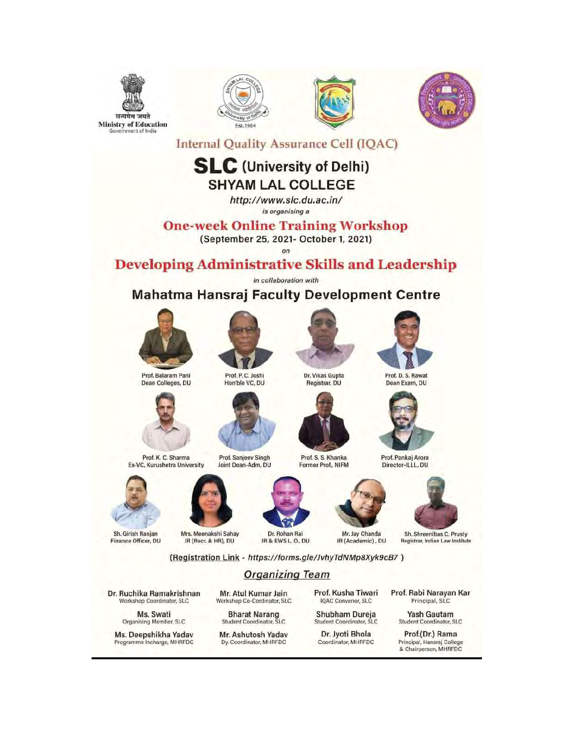सत्यमेव जयते
Ministry of Education
Government of India

Est. 1964

## Internal Quality Assurance Cell (IQAC)

# SLC (University of Delhi)
## SHYAM LAL COLLEGE

*http://www.slc.du.ac.in/*

*is organising a*

## One-week Online Training Workshop

**(September 25, 2021- October 1, 2021)**

*on*

# Developing Administrative Skills and Leadership

*in collaboration with*

## Mahatma Hansraj Faculty Development Centre

Prof. Balaram Pani
Dean Colleges, DU

Prof. P. C. Joshi
Hon'ble VC, DU

Dr. Vikas Gupta
Registrar, DU

Prof. D. S. Rawat
Dean Exam, DU

Prof. K. C. Sharma
Ex-VC, Kurushetra University

Prof. Sanjeev Singh
Joint Dean-Adm, DU

Prof. S. S. Khanka
Former Prof. NIFM

Prof. Pankaj Arora
Director-ILLL, DU

Sh. Girish Ranjan
Finance Officer, DU

Mrs. Meenakshi Sahay
JR (Recr. & HR), DU

Dr. Rohan Rai
JR & EWS L. O., DU

Mr. Jay Chanda
JR (Academic), DU

Sh. Shreenibas C. Prusty
Registrar, Indian Law Institute

(Registration Link - *https://forms.gle/JvhyTdNMp8Xyk9cB7* )

## Organizing Team

**Dr. Ruchika Ramakrishnan**
Workshop Coordinator, SLC

**Mr. Atul Kumar Jain**
Workshop Co-Cordinator, SLC

**Prof. Kusha Tiwari**
IQAC Convenor, SLC

**Prof. Rabi Narayan Kar**
Principal, SLC

**Ms. Swati**
Organising Member, SLC

**Bharat Narang**
Student Coordinator, SLC

**Shubham Dureja**
Student Coordinator, SLC

**Yash Gautam**
Student Coordinator, SLC

**Ms. Deepshikha Yadav**
Programme Incharge, MHRFDC

**Mr. Ashutosh Yadav**
Dy. Coordinator, MHRFDC

**Dr. Jyoti Bhola**
Coordinator, MHRFDC

**Prof.(Dr.) Rama**
Principal, Hansraj College & Chairperson, MHRFDC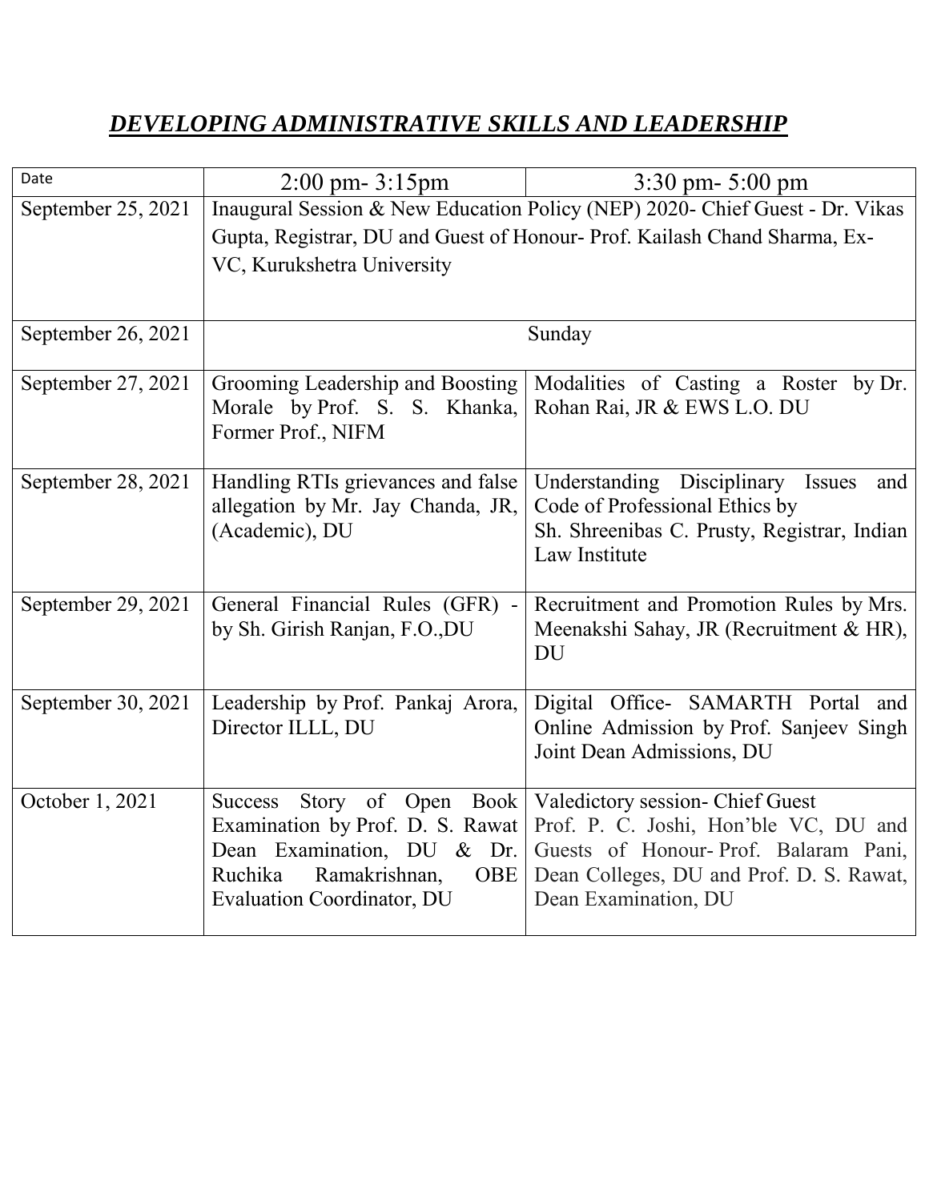# ***DEVELOPING ADMINISTRATIVE SKILLS AND LEADERSHIP***

| Date | 2:00 pm- 3:15pm | 3:30 pm- 5:00 pm |
|---|---|---|
| September 25, 2021 | Inaugural Session & New Education Policy (NEP) 2020- Chief Guest - Dr. Vikas Gupta, Registrar, DU and Guest of Honour- Prof. Kailash Chand Sharma, Ex-VC, Kurukshetra University | |
| September 26, 2021 | Sunday | |
| September 27, 2021 | Grooming Leadership and Boosting Morale by Prof. S. S. Khanka, Former Prof., NIFM | Modalities of Casting a Roster by Dr. Rohan Rai, JR & EWS L.O. DU |
| September 28, 2021 | Handling RTIs grievances and false allegation by Mr. Jay Chanda, JR, (Academic), DU | Understanding Disciplinary Issues and Code of Professional Ethics by Sh. Shreenibas C. Prusty, Registrar, Indian Law Institute |
| September 29, 2021 | General Financial Rules (GFR) - by Sh. Girish Ranjan, F.O.,DU | Recruitment and Promotion Rules by Mrs. Meenakshi Sahay, JR (Recruitment & HR), DU |
| September 30, 2021 | Leadership by Prof. Pankaj Arora, Director ILLL, DU | Digital Office- SAMARTH Portal and Online Admission by Prof. Sanjeev Singh Joint Dean Admissions, DU |
| October 1, 2021 | Success Story of Open Book Examination by Prof. D. S. Rawat Dean Examination, DU & Dr. Ruchika Ramakrishnan, OBE Evaluation Coordinator, DU | Valedictory session- Chief Guest Prof. P. C. Joshi, Hon'ble VC, DU and Guests of Honour- Prof. Balaram Pani, Dean Colleges, DU and Prof. D. S. Rawat, Dean Examination, DU |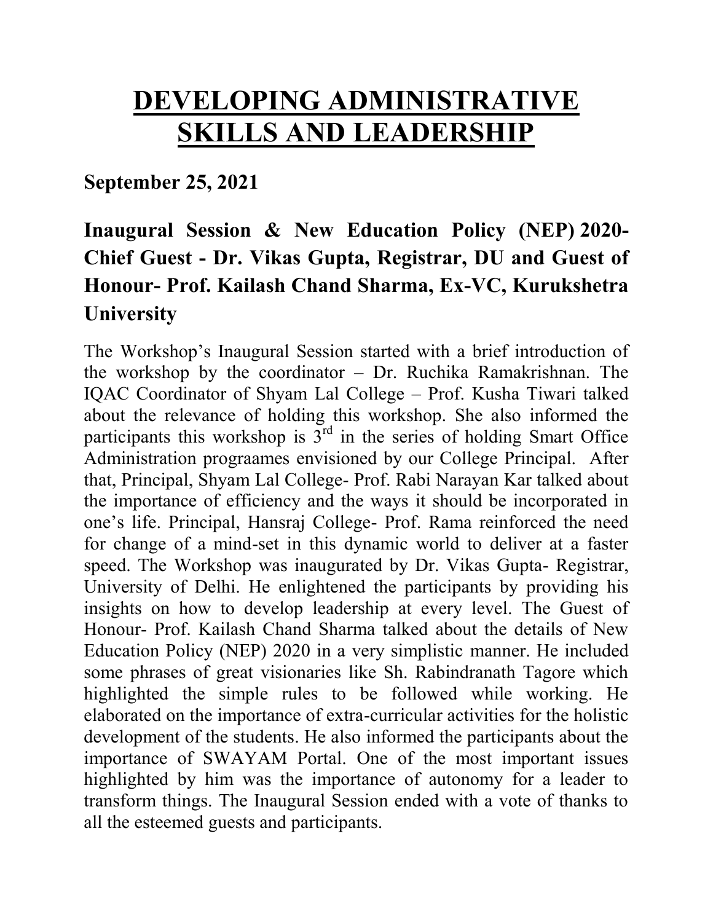# DEVELOPING ADMINISTRATIVE SKILLS AND LEADERSHIP

**September 25, 2021**

## Inaugural Session & New Education Policy (NEP) 2020- Chief Guest - Dr. Vikas Gupta, Registrar, DU and Guest of Honour- Prof. Kailash Chand Sharma, Ex-VC, Kurukshetra University

The Workshop's Inaugural Session started with a brief introduction of the workshop by the coordinator – Dr. Ruchika Ramakrishnan. The IQAC Coordinator of Shyam Lal College – Prof. Kusha Tiwari talked about the relevance of holding this workshop. She also informed the participants this workshop is 3rd in the series of holding Smart Office Administration prograames envisioned by our College Principal. After that, Principal, Shyam Lal College- Prof. Rabi Narayan Kar talked about the importance of efficiency and the ways it should be incorporated in one's life. Principal, Hansraj College- Prof. Rama reinforced the need for change of a mind-set in this dynamic world to deliver at a faster speed. The Workshop was inaugurated by Dr. Vikas Gupta- Registrar, University of Delhi. He enlightened the participants by providing his insights on how to develop leadership at every level. The Guest of Honour- Prof. Kailash Chand Sharma talked about the details of New Education Policy (NEP) 2020 in a very simplistic manner. He included some phrases of great visionaries like Sh. Rabindranath Tagore which highlighted the simple rules to be followed while working. He elaborated on the importance of extra-curricular activities for the holistic development of the students. He also informed the participants about the importance of SWAYAM Portal. One of the most important issues highlighted by him was the importance of autonomy for a leader to transform things. The Inaugural Session ended with a vote of thanks to all the esteemed guests and participants.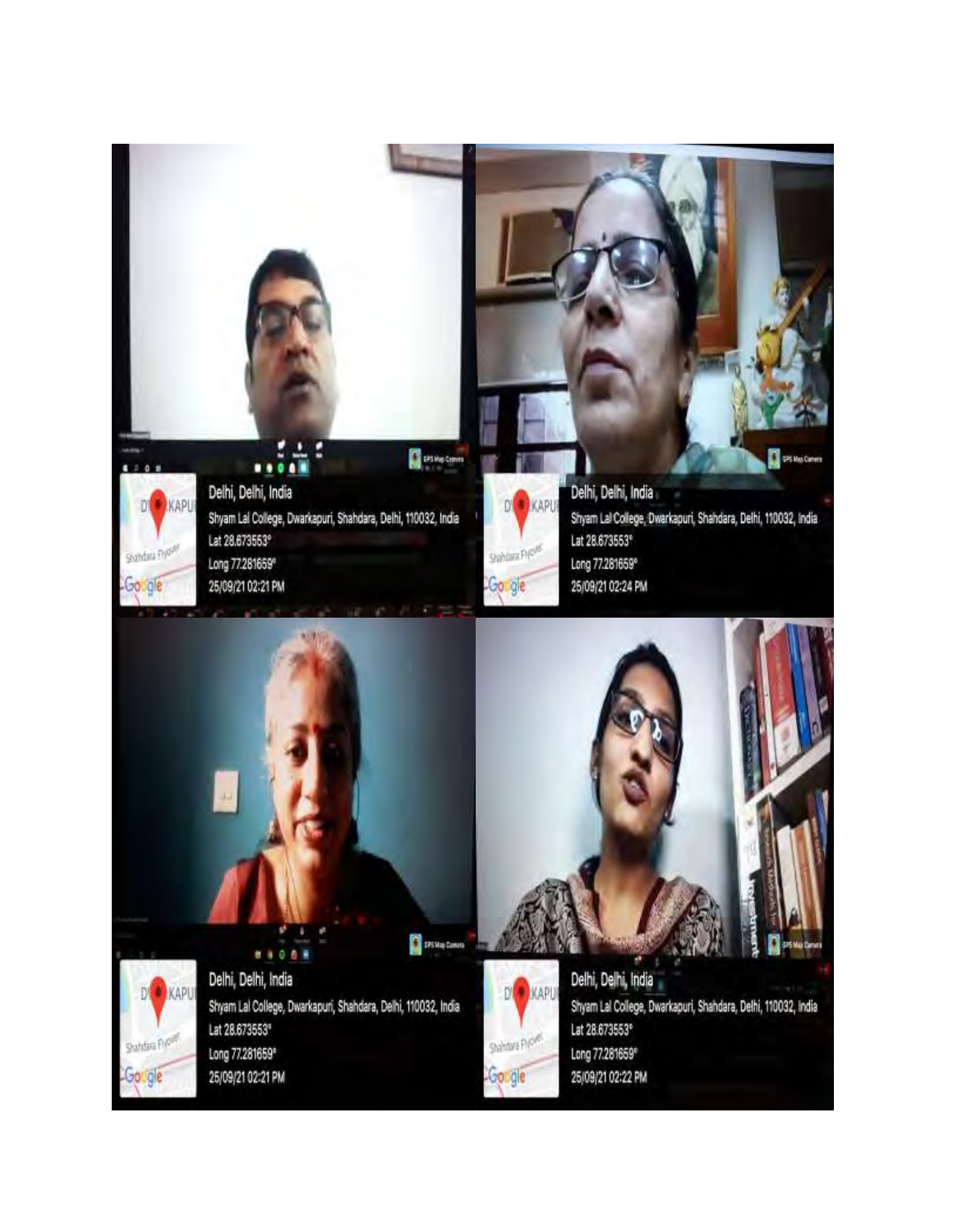Delhi, Delhi, India

Shyam Lal College, Dwarkapuri, Shahdara, Delhi, 110032, India

Lat 28.673553°

Long 77.281659°

25/09/21 02:21 PM

Delhi, Delhi, India

Shyam Lal College, Dwarkapuri, Shahdara, Delhi, 110032, India

Lat 28.673553°

Long 77.281659°

25/09/21 02:24 PM

Delhi, Delhi, India

Shyam Lal College, Dwarkapuri, Shahdara, Delhi, 110032, India

Lat 28.673553°

Long 77.281659°

25/09/21 02:21 PM

Delhi, Delhi, India

Shyam Lal College, Dwarkapuri, Shahdara, Delhi, 110032, India

Lat 28.673553°

Long 77.281659°

25/09/21 02:22 PM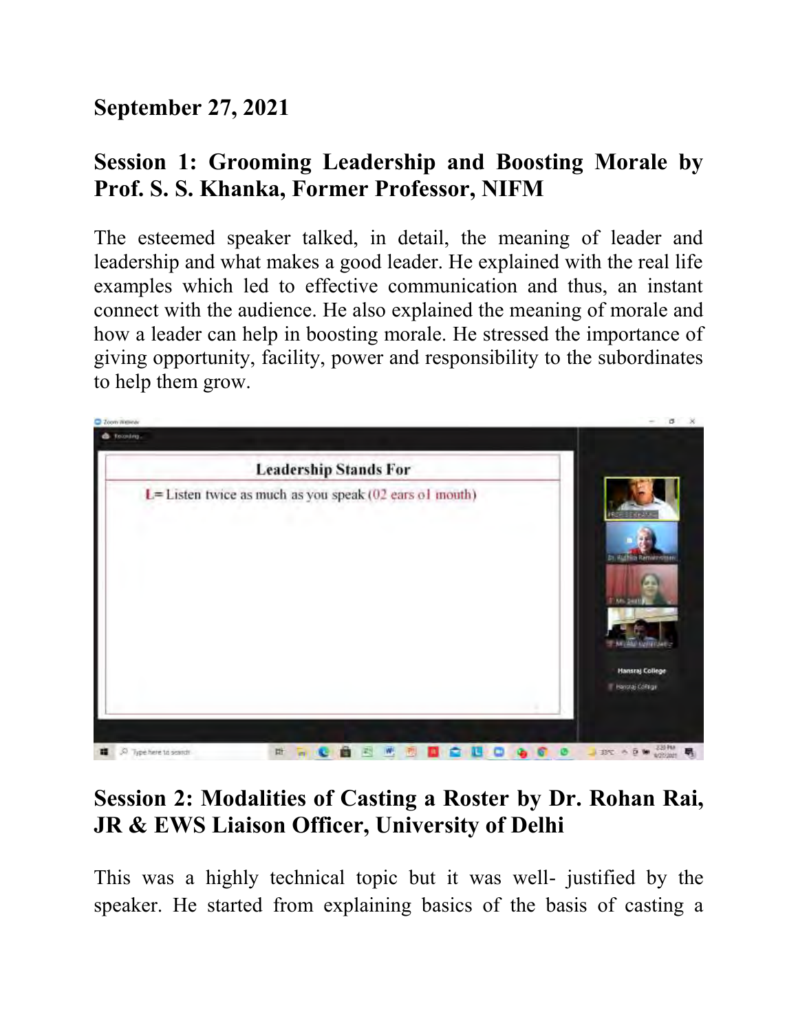**September 27, 2021**

## Session 1: Grooming Leadership and Boosting Morale by Prof. S. S. Khanka, Former Professor, NIFM

The esteemed speaker talked, in detail, the meaning of leader and leadership and what makes a good leader. He explained with the real life examples which led to effective communication and thus, an instant connect with the audience. He also explained the meaning of morale and how a leader can help in boosting morale. He stressed the importance of giving opportunity, facility, power and responsibility to the subordinates to help them grow.

## Session 2: Modalities of Casting a Roster by Dr. Rohan Rai, JR & EWS Liaison Officer, University of Delhi

This was a highly technical topic but it was well- justified by the speaker. He started from explaining basics of the basis of casting a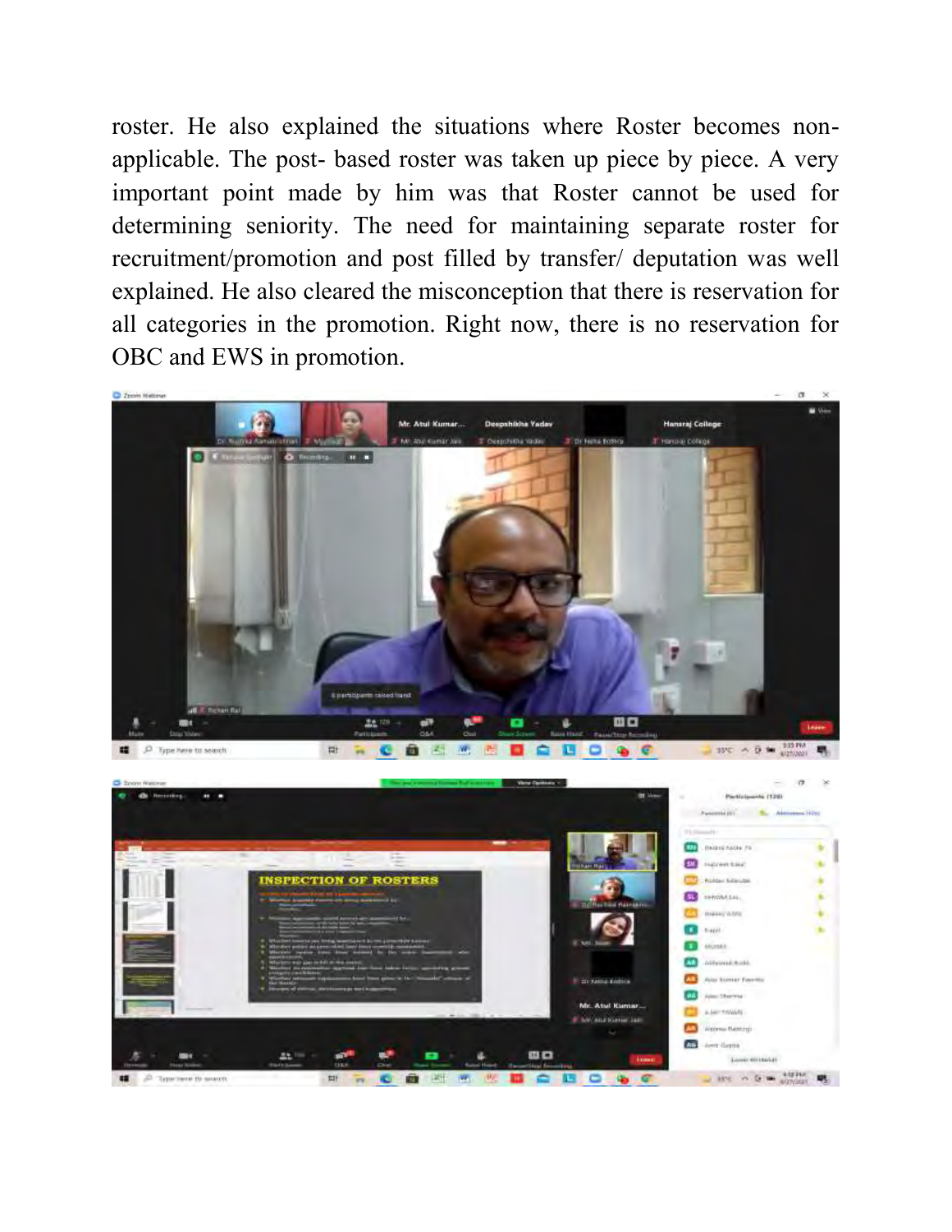roster. He also explained the situations where Roster becomes non-applicable. The post- based roster was taken up piece by piece. A very important point made by him was that Roster cannot be used for determining seniority. The need for maintaining separate roster for recruitment/promotion and post filled by transfer/ deputation was well explained. He also cleared the misconception that there is reservation for all categories in the promotion. Right now, there is no reservation for OBC and EWS in promotion.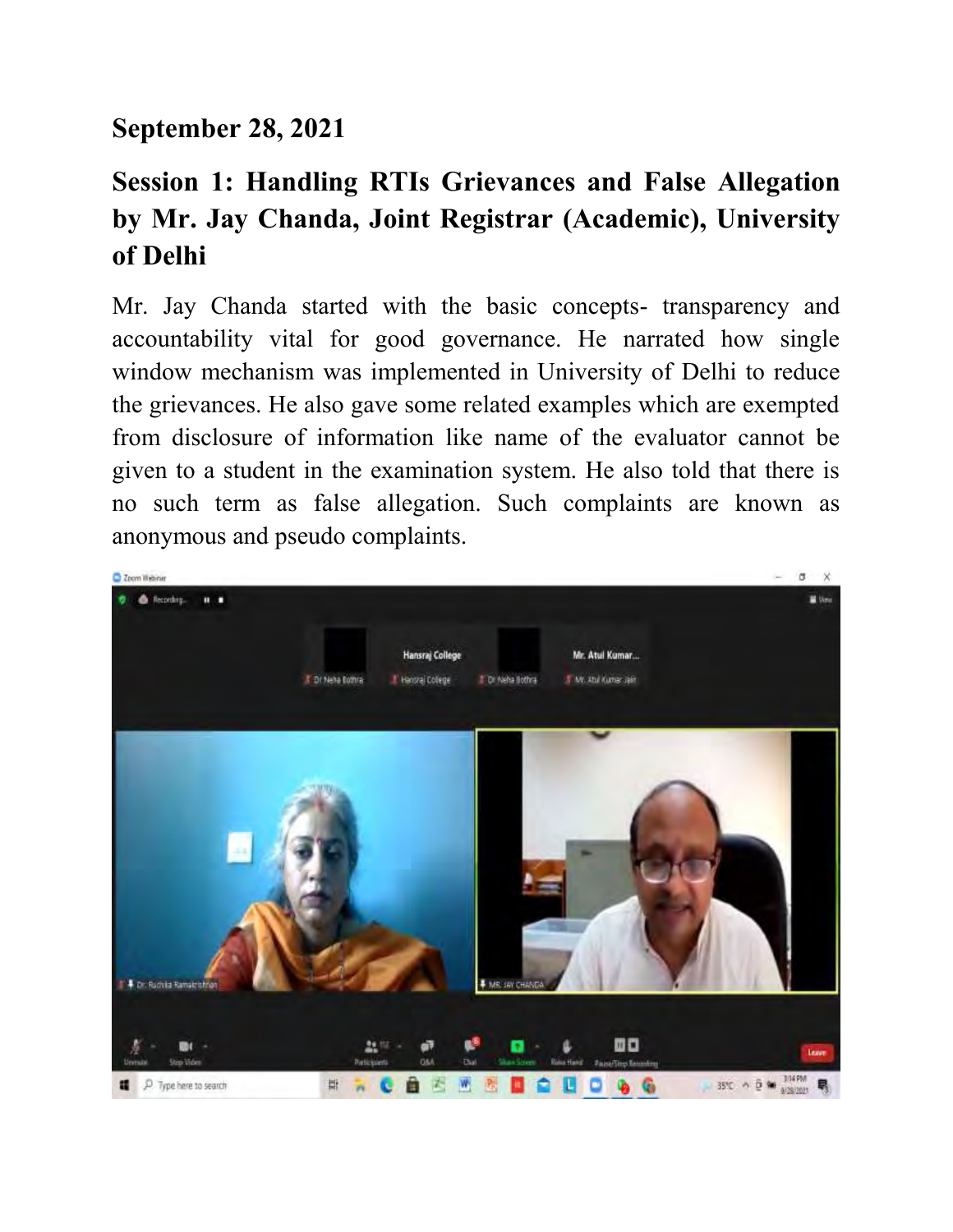**September 28, 2021**

## Session 1: Handling RTIs Grievances and False Allegation by Mr. Jay Chanda, Joint Registrar (Academic), University of Delhi

Mr. Jay Chanda started with the basic concepts- transparency and accountability vital for good governance. He narrated how single window mechanism was implemented in University of Delhi to reduce the grievances. He also gave some related examples which are exempted from disclosure of information like name of the evaluator cannot be given to a student in the examination system. He also told that there is no such term as false allegation. Such complaints are known as anonymous and pseudo complaints.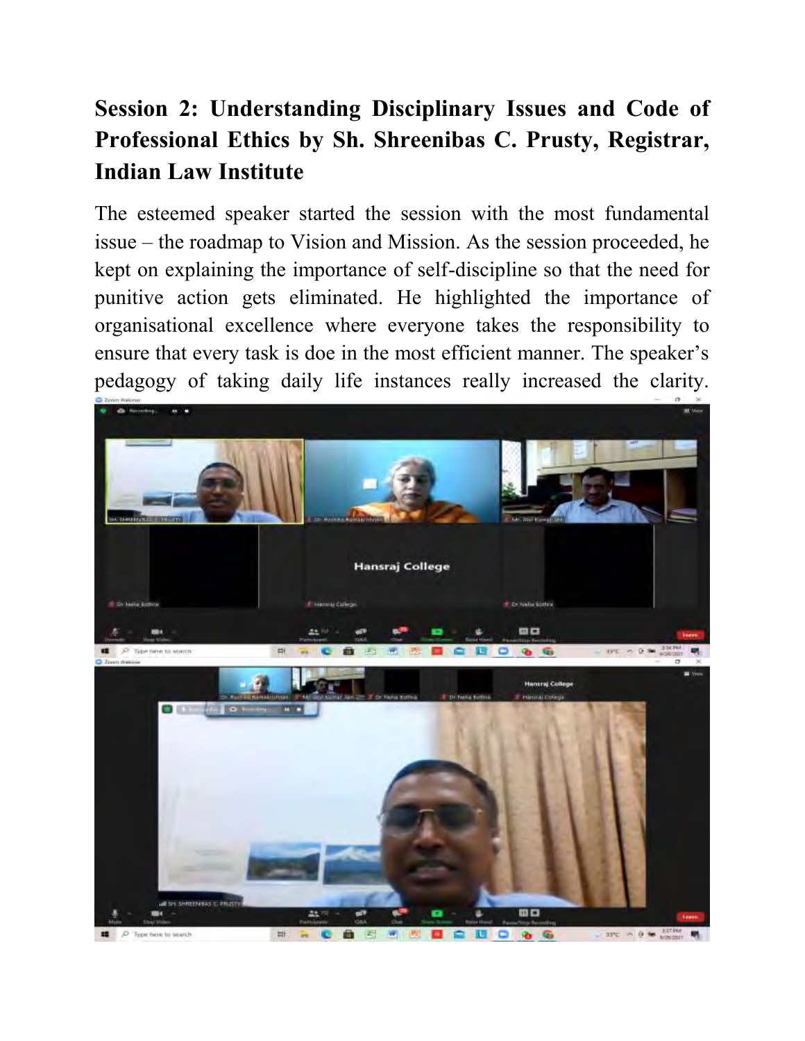## Session 2: Understanding Disciplinary Issues and Code of Professional Ethics by Sh. Shreenibas C. Prusty, Registrar, Indian Law Institute

The esteemed speaker started the session with the most fundamental issue – the roadmap to Vision and Mission. As the session proceeded, he kept on explaining the importance of self-discipline so that the need for punitive action gets eliminated. He highlighted the importance of organisational excellence where everyone takes the responsibility to ensure that every task is doe in the most efficient manner. The speaker's pedagogy of taking daily life instances really increased the clarity.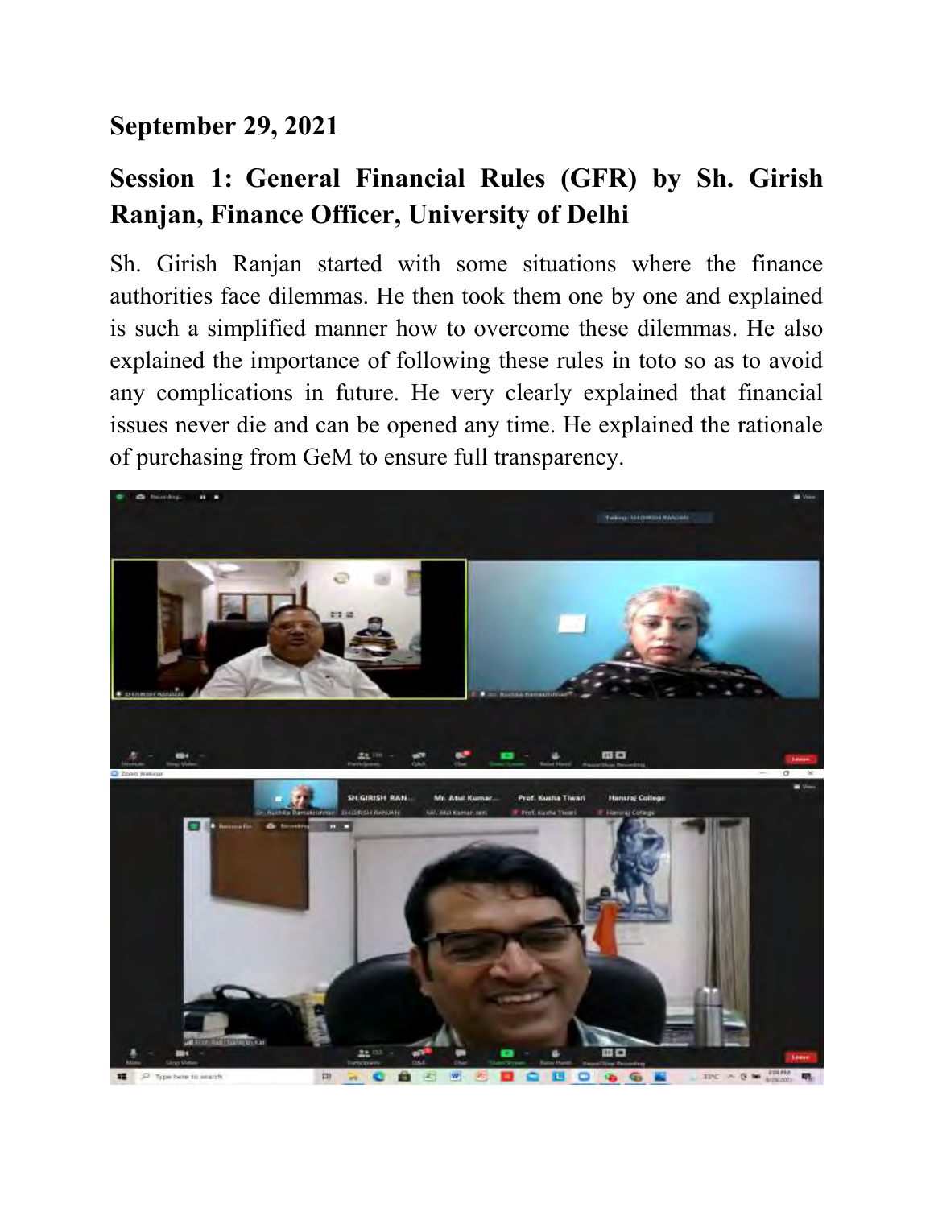**September 29, 2021**

## Session 1: General Financial Rules (GFR) by Sh. Girish Ranjan, Finance Officer, University of Delhi

Sh. Girish Ranjan started with some situations where the finance authorities face dilemmas. He then took them one by one and explained is such a simplified manner how to overcome these dilemmas. He also explained the importance of following these rules in toto so as to avoid any complications in future. He very clearly explained that financial issues never die and can be opened any time. He explained the rationale of purchasing from GeM to ensure full transparency.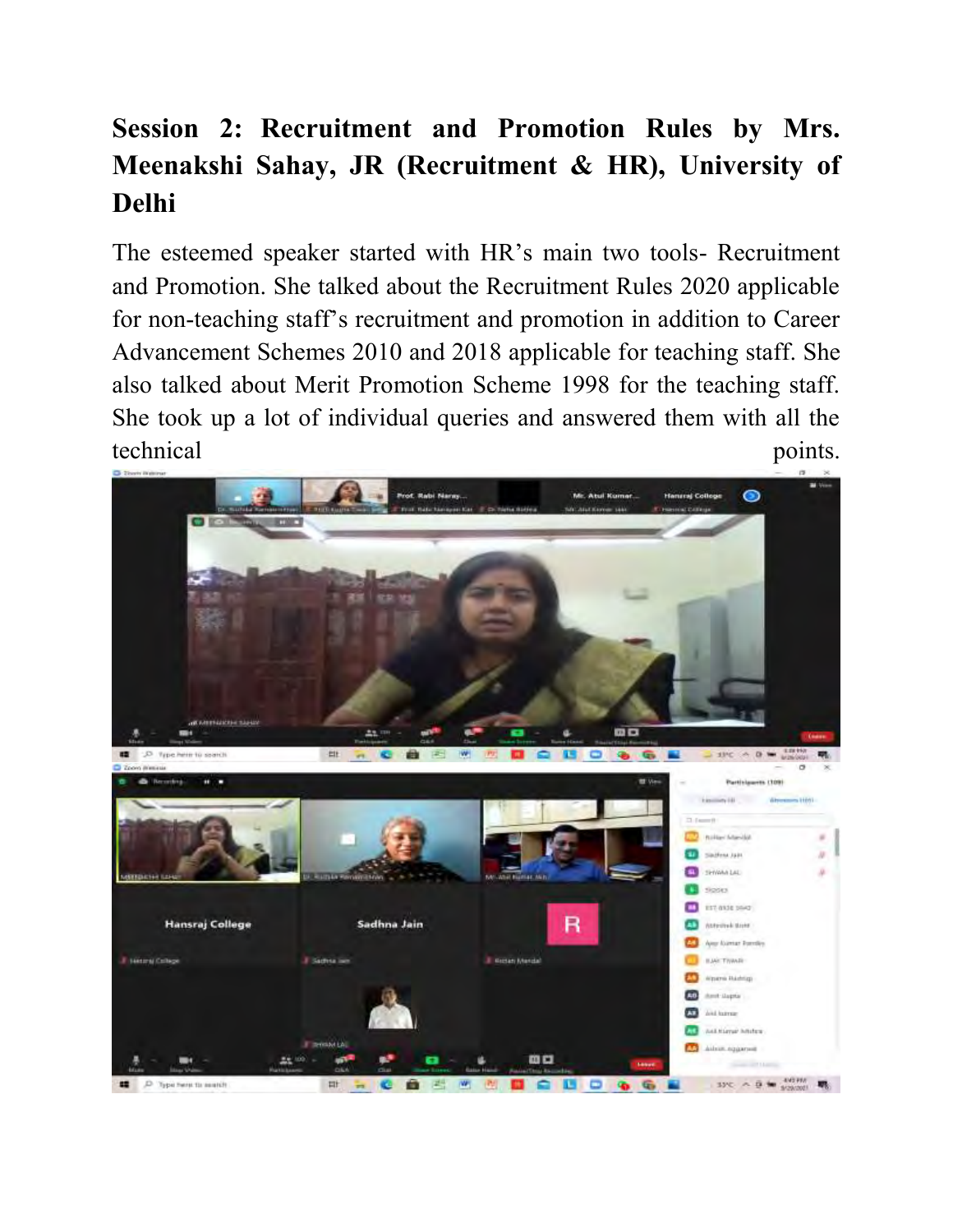## Session 2: Recruitment and Promotion Rules by Mrs. Meenakshi Sahay, JR (Recruitment & HR), University of Delhi

The esteemed speaker started with HR's main two tools- Recruitment and Promotion. She talked about the Recruitment Rules 2020 applicable for non-teaching staff's recruitment and promotion in addition to Career Advancement Schemes 2010 and 2018 applicable for teaching staff. She also talked about Merit Promotion Scheme 1998 for the teaching staff. She took up a lot of individual queries and answered them with all the technical points.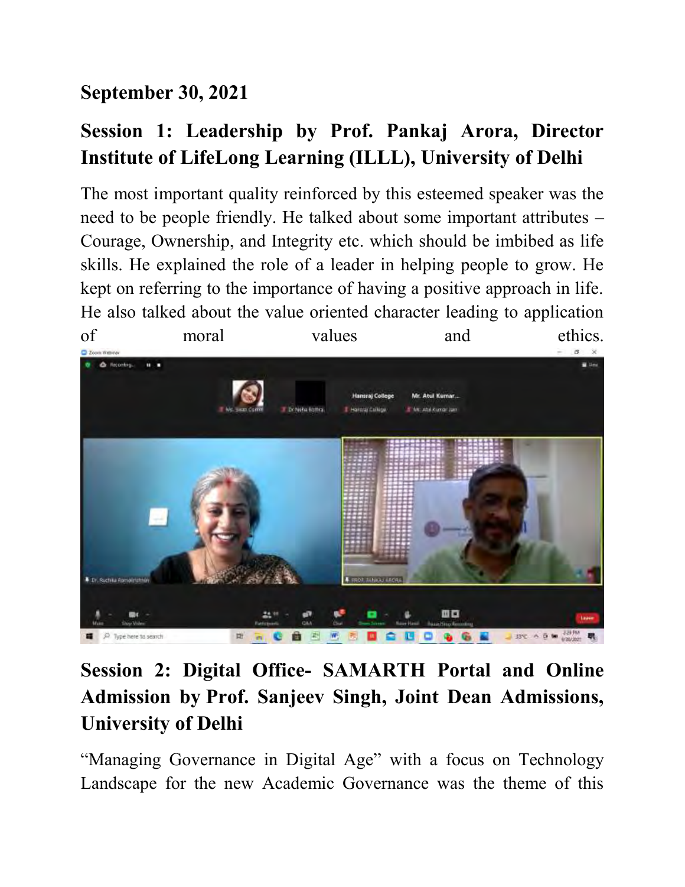**September 30, 2021**

## Session 1: Leadership by Prof. Pankaj Arora, Director Institute of LifeLong Learning (ILLL), University of Delhi

The most important quality reinforced by this esteemed speaker was the need to be people friendly. He talked about some important attributes – Courage, Ownership, and Integrity etc. which should be imbibed as life skills. He explained the role of a leader in helping people to grow. He kept on referring to the importance of having a positive approach in life. He also talked about the value oriented character leading to application of moral values and ethics.

## Session 2: Digital Office- SAMARTH Portal and Online Admission by Prof. Sanjeev Singh, Joint Dean Admissions, University of Delhi

"Managing Governance in Digital Age" with a focus on Technology Landscape for the new Academic Governance was the theme of this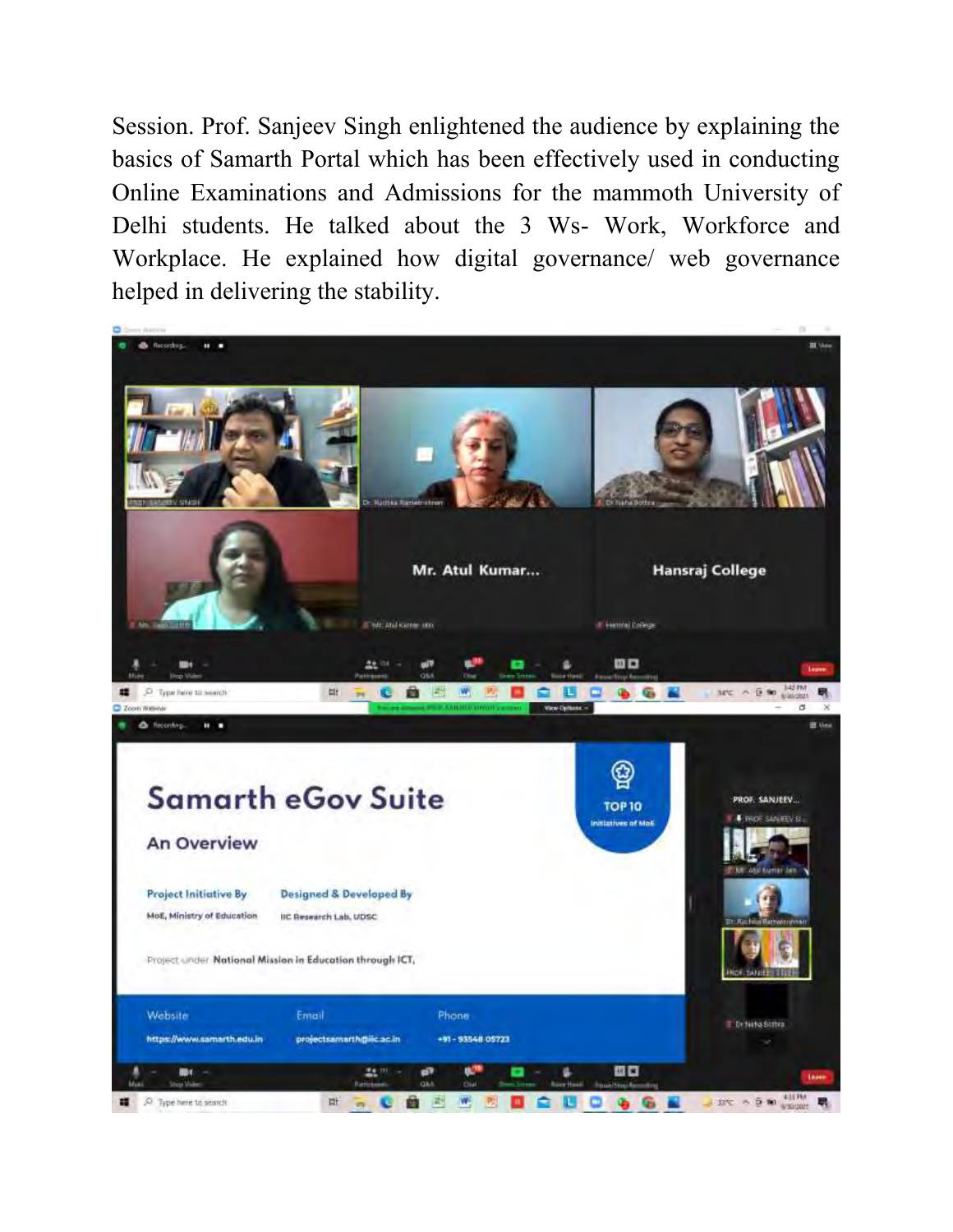Session. Prof. Sanjeev Singh enlightened the audience by explaining the basics of Samarth Portal which has been effectively used in conducting Online Examinations and Admissions for the mammoth University of Delhi students. He talked about the 3 Ws- Work, Workforce and Workplace. He explained how digital governance/ web governance helped in delivering the stability.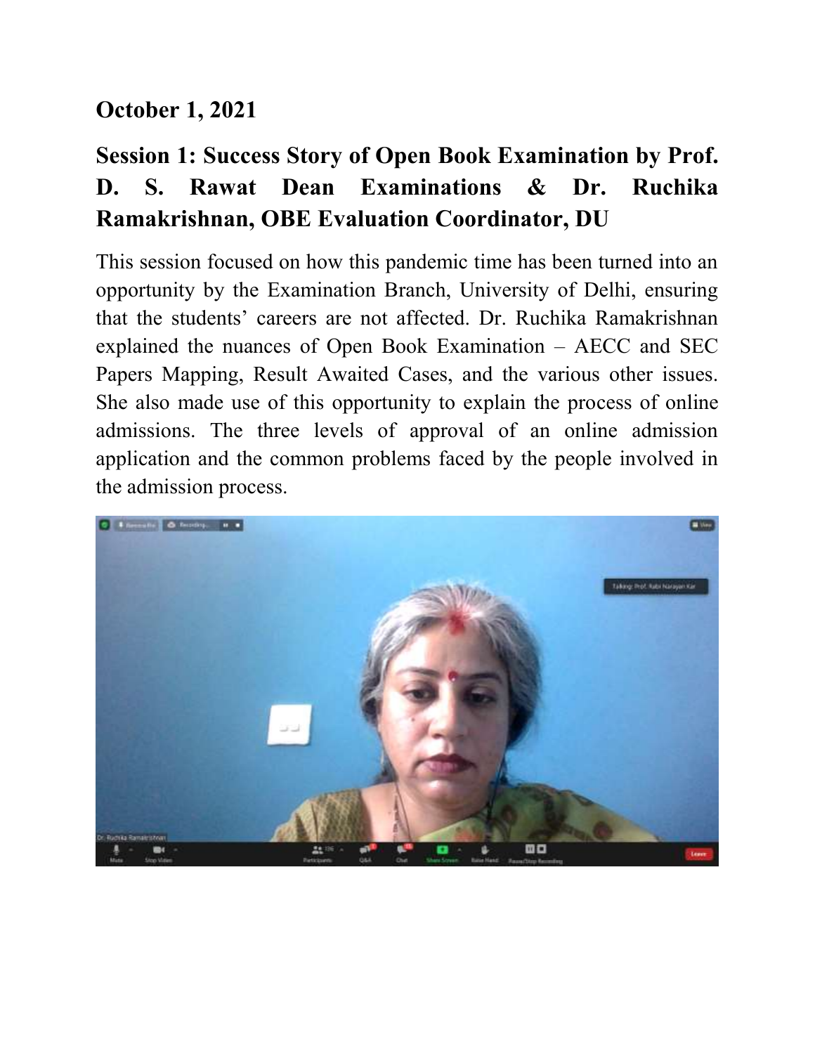## October 1, 2021

## Session 1: Success Story of Open Book Examination by Prof. D. S. Rawat Dean Examinations & Dr. Ruchika Ramakrishnan, OBE Evaluation Coordinator, DU

This session focused on how this pandemic time has been turned into an opportunity by the Examination Branch, University of Delhi, ensuring that the students' careers are not affected. Dr. Ruchika Ramakrishnan explained the nuances of Open Book Examination – AECC and SEC Papers Mapping, Result Awaited Cases, and the various other issues. She also made use of this opportunity to explain the process of online admissions. The three levels of approval of an online admission application and the common problems faced by the people involved in the admission process.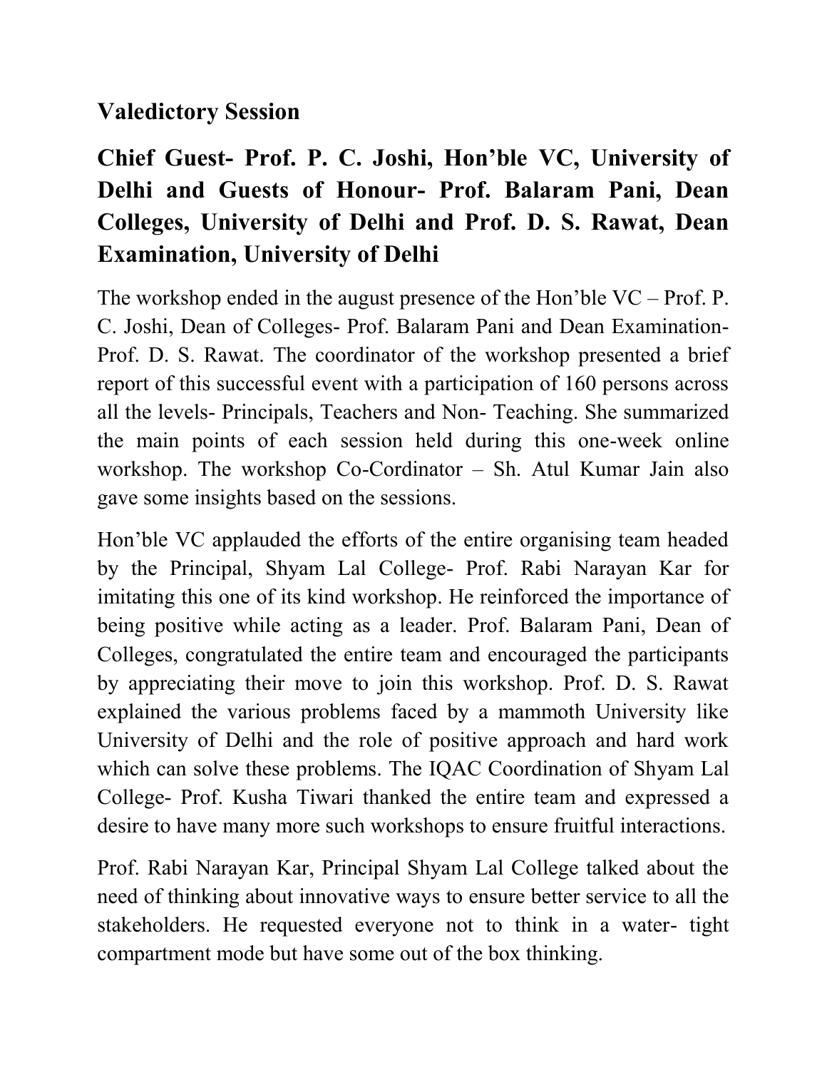## Valedictory Session

### Chief Guest- Prof. P. C. Joshi, Hon'ble VC, University of Delhi and Guests of Honour- Prof. Balaram Pani, Dean Colleges, University of Delhi and Prof. D. S. Rawat, Dean Examination, University of Delhi

The workshop ended in the august presence of the Hon'ble VC – Prof. P. C. Joshi, Dean of Colleges- Prof. Balaram Pani and Dean Examination- Prof. D. S. Rawat. The coordinator of the workshop presented a brief report of this successful event with a participation of 160 persons across all the levels- Principals, Teachers and Non- Teaching. She summarized the main points of each session held during this one-week online workshop. The workshop Co-Cordinator – Sh. Atul Kumar Jain also gave some insights based on the sessions.

Hon'ble VC applauded the efforts of the entire organising team headed by the Principal, Shyam Lal College- Prof. Rabi Narayan Kar for imitating this one of its kind workshop. He reinforced the importance of being positive while acting as a leader. Prof. Balaram Pani, Dean of Colleges, congratulated the entire team and encouraged the participants by appreciating their move to join this workshop. Prof. D. S. Rawat explained the various problems faced by a mammoth University like University of Delhi and the role of positive approach and hard work which can solve these problems. The IQAC Coordination of Shyam Lal College- Prof. Kusha Tiwari thanked the entire team and expressed a desire to have many more such workshops to ensure fruitful interactions.

Prof. Rabi Narayan Kar, Principal Shyam Lal College talked about the need of thinking about innovative ways to ensure better service to all the stakeholders. He requested everyone not to think in a water- tight compartment mode but have some out of the box thinking.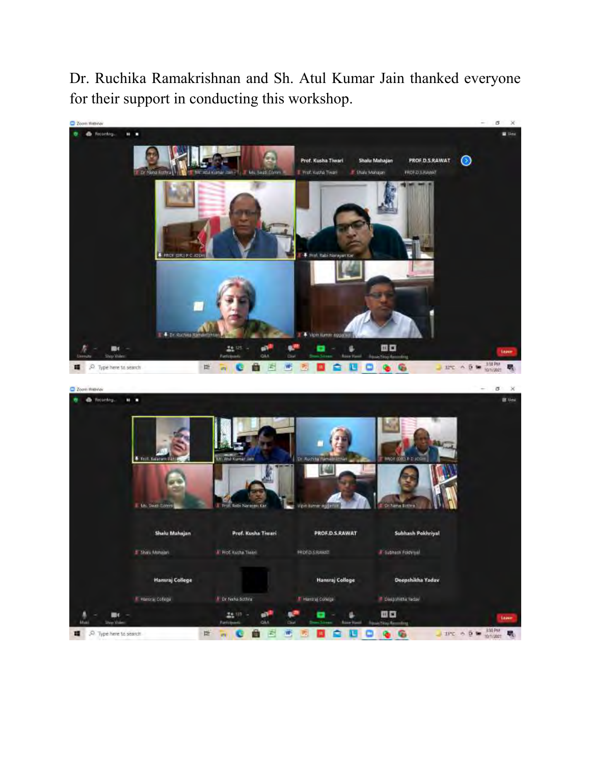Dr. Ruchika Ramakrishnan and Sh. Atul Kumar Jain thanked everyone for their support in conducting this workshop.